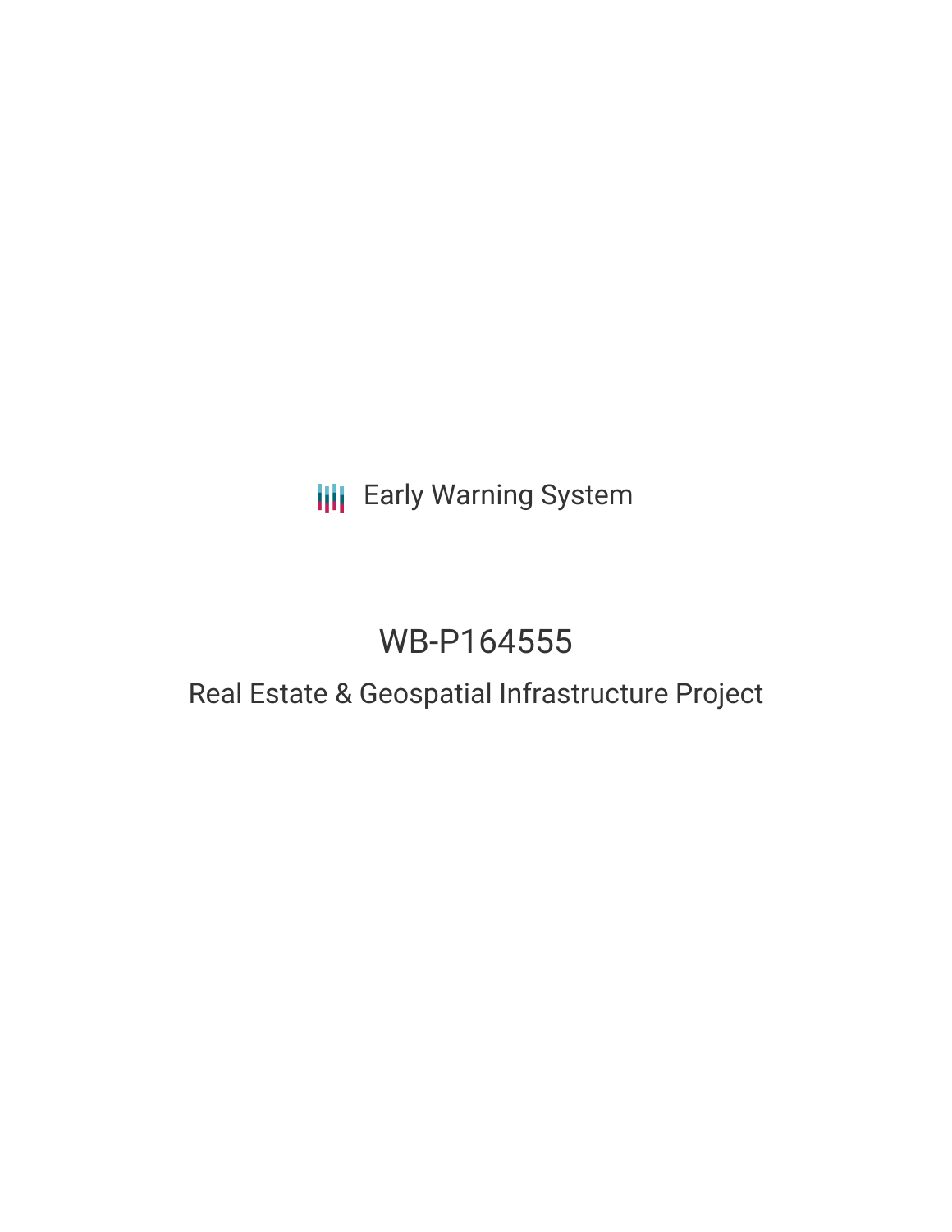Early Warning System

# WB-P164555

## Real Estate & Geospatial Infrastructure Project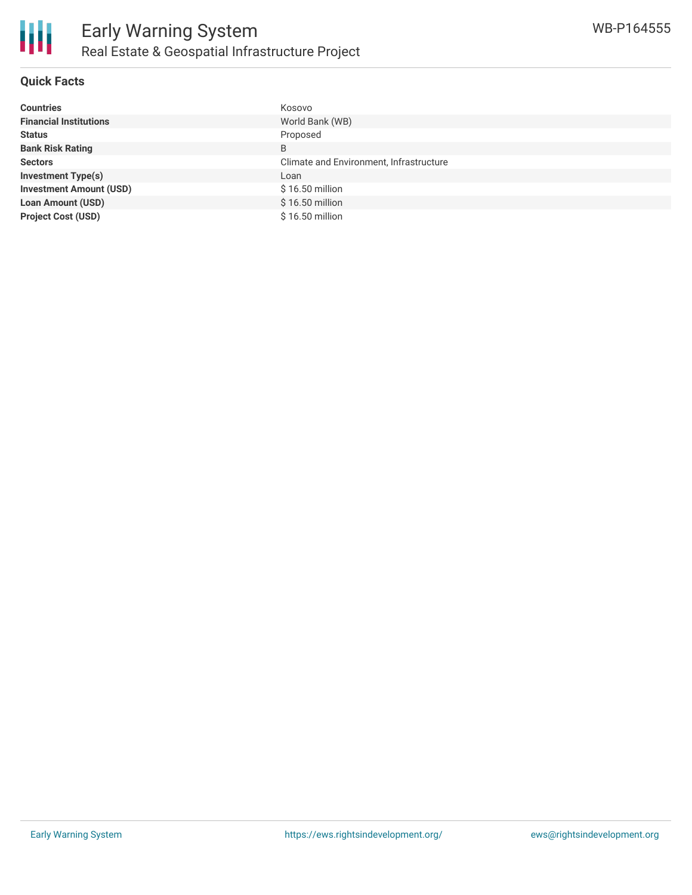## Quick Facts

| | |
|---|---|
| **Countries** | Kosovo |
| **Financial Institutions** | World Bank (WB) |
| **Status** | Proposed |
| **Bank Risk Rating** | B |
| **Sectors** | Climate and Environment, Infrastructure |
| **Investment Type(s)** | Loan |
| **Investment Amount (USD)** | $ 16.50 million |
| **Loan Amount (USD)** | $ 16.50 million |
| **Project Cost (USD)** | $ 16.50 million |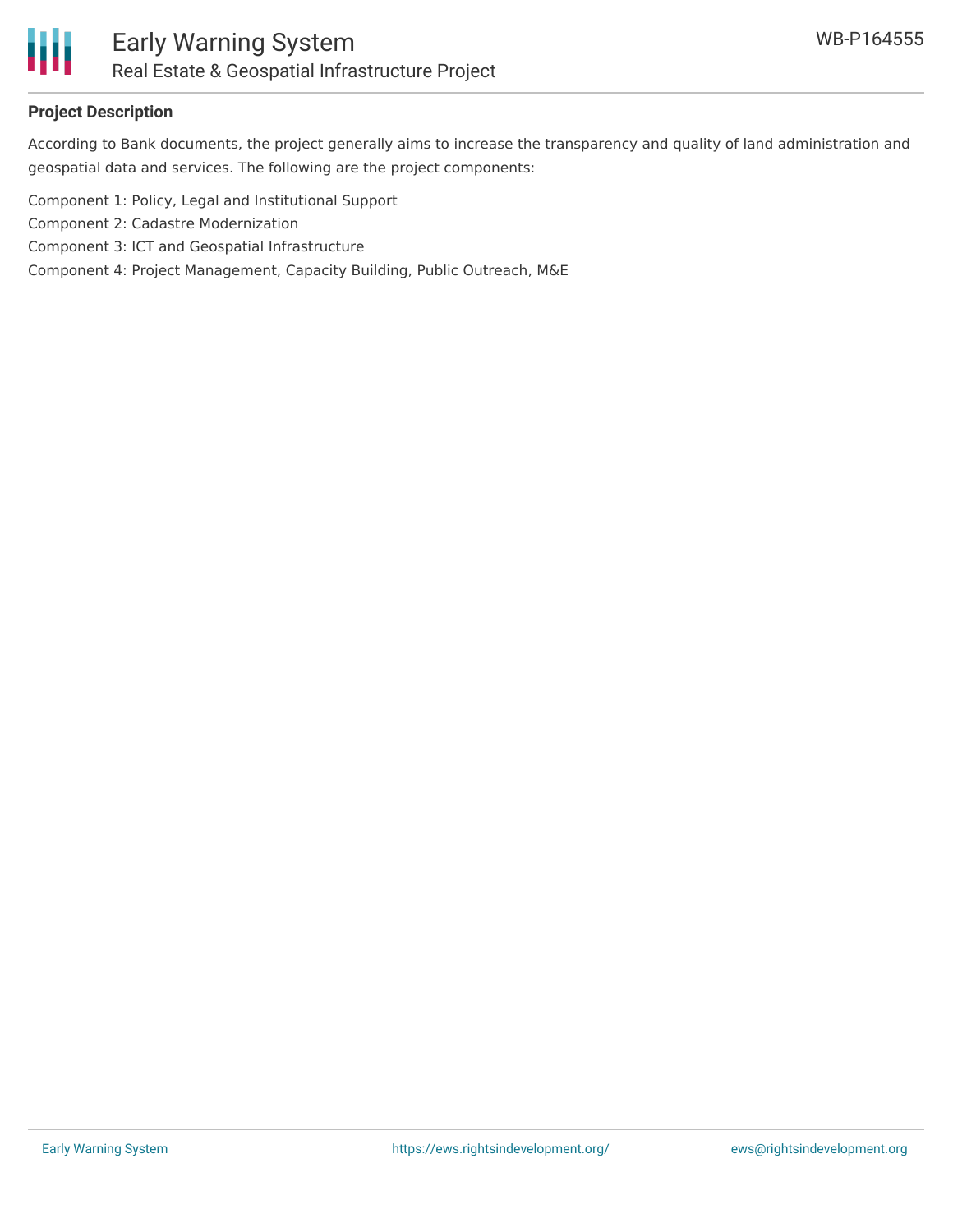## Project Description

According to Bank documents, the project generally aims to increase the transparency and quality of land administration and geospatial data and services. The following are the project components:

Component 1: Policy, Legal and Institutional Support
Component 2: Cadastre Modernization
Component 3: ICT and Geospatial Infrastructure
Component 4: Project Management, Capacity Building, Public Outreach, M&E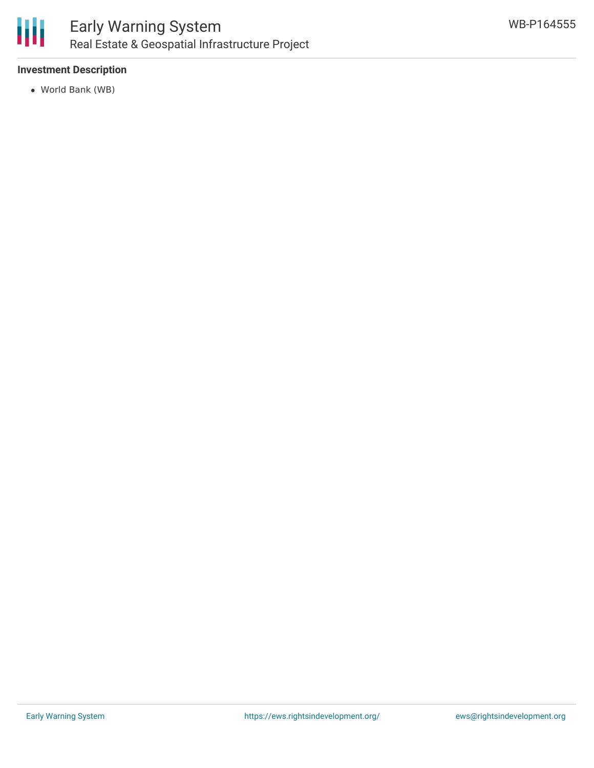### Investment Description

- World Bank (WB)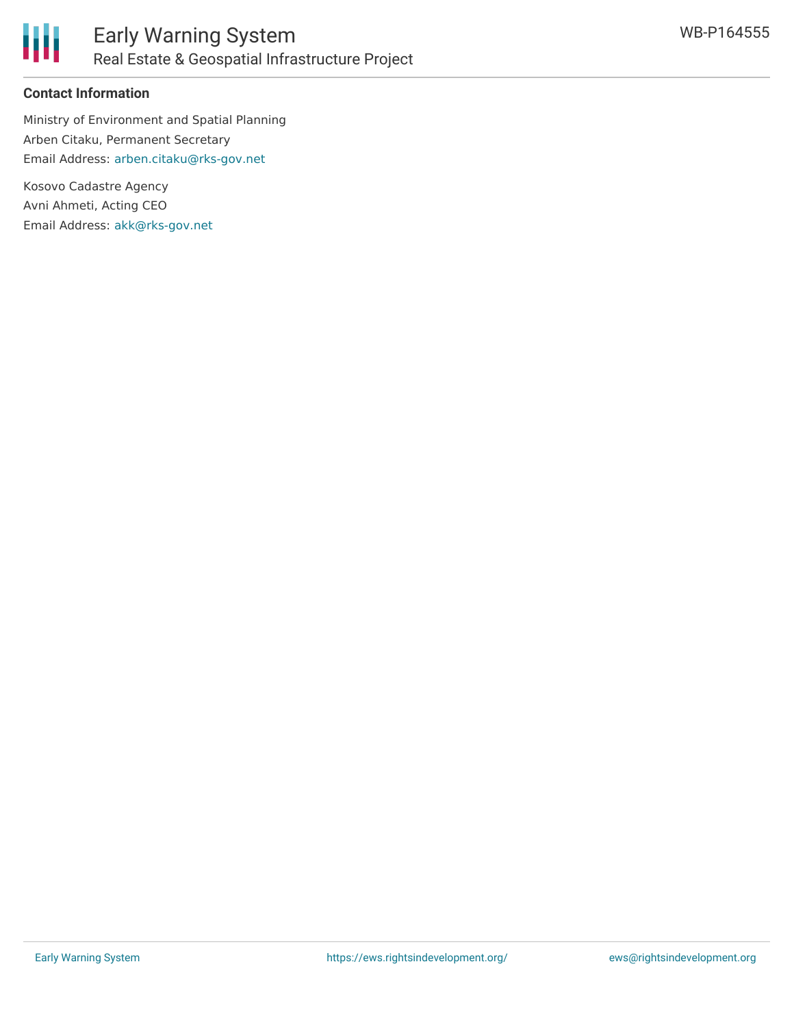## Contact Information

Ministry of Environment and Spatial Planning
Arben Citaku, Permanent Secretary
Email Address: arben.citaku@rks-gov.net

Kosovo Cadastre Agency
Avni Ahmeti, Acting CEO
Email Address: akk@rks-gov.net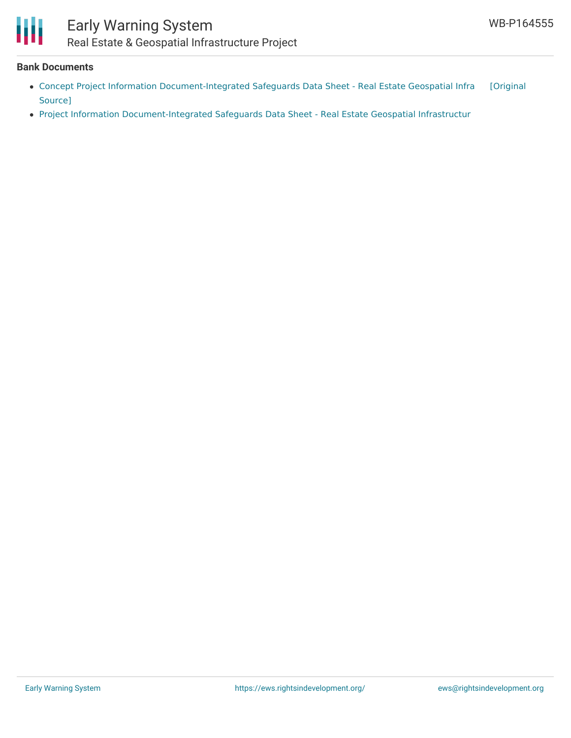**Bank Documents**

- Concept Project Information Document-Integrated Safeguards Data Sheet - Real Estate Geospatial Infra [Original Source]
- Project Information Document-Integrated Safeguards Data Sheet - Real Estate Geospatial Infrastructur